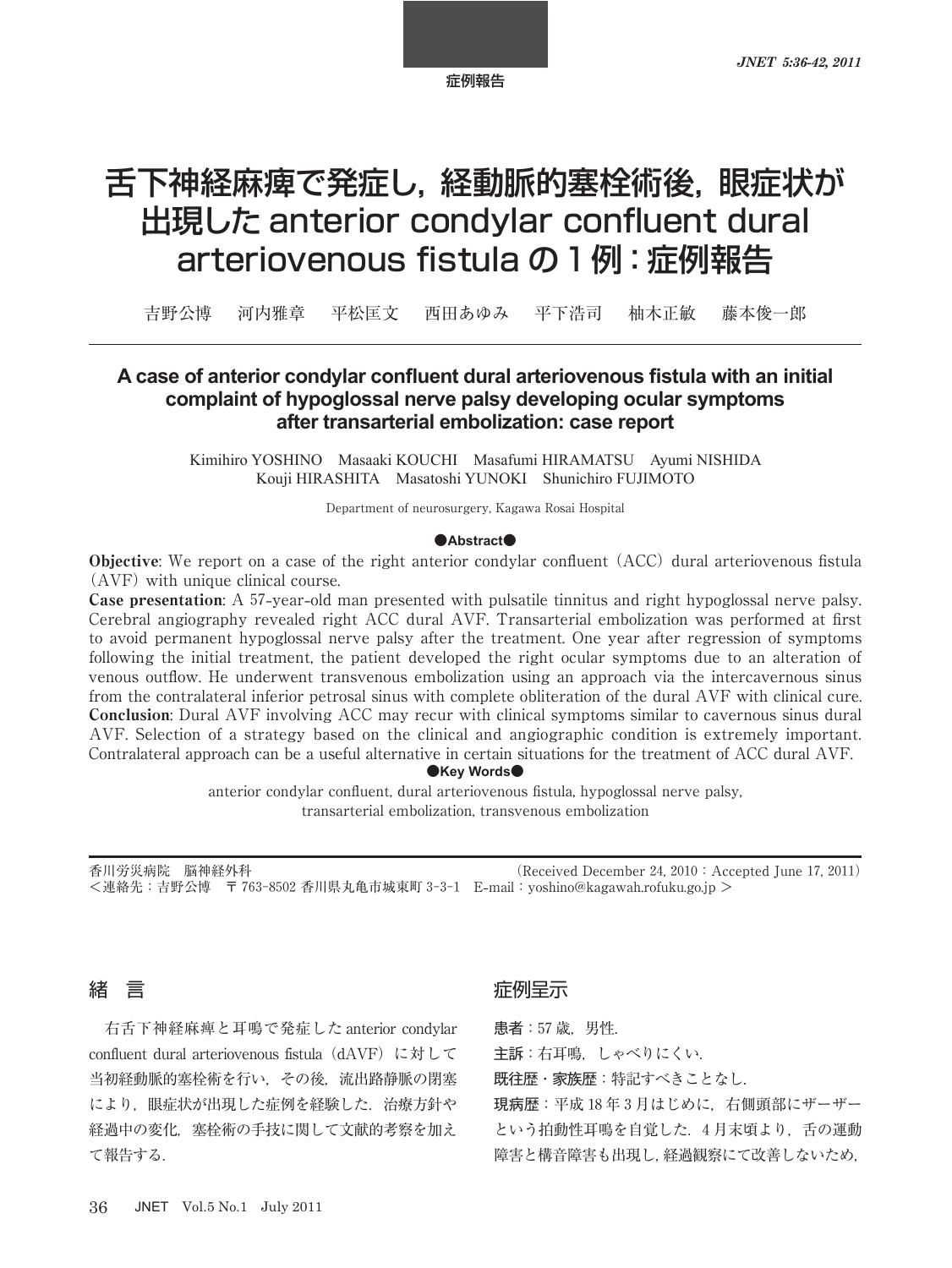症例報告

# 舌下神経麻痺で発症し，経動脈的塞栓術後，眼症状が出現した anterior condylar confluent dural arteriovenous fistula の１例：症例報告

吉野公博　河内雅章　平松匡文　西田あゆみ　平下浩司　柚木正敏　藤本俊一郎

## A case of anterior condylar confluent dural arteriovenous fistula with an initial complaint of hypoglossal nerve palsy developing ocular symptoms after transarterial embolization: case report

Kimihiro YOSHINO　Masaaki KOUCHI　Masafumi HIRAMATSU　Ayumi NISHIDA　Kouji HIRASHITA　Masatoshi YUNOKI　Shunichiro FUJIMOTO

Department of neurosurgery, Kagawa Rosai Hospital

●Abstract●

**Objective**: We report on a case of the right anterior condylar confluent (ACC) dural arteriovenous fistula (AVF) with unique clinical course.

**Case presentation**: A 57-year-old man presented with pulsatile tinnitus and right hypoglossal nerve palsy. Cerebral angiography revealed right ACC dural AVF. Transarterial embolization was performed at first to avoid permanent hypoglossal nerve palsy after the treatment. One year after regression of symptoms following the initial treatment, the patient developed the right ocular symptoms due to an alteration of venous outflow. He underwent transvenous embolization using an approach via the intercavernous sinus from the contralateral inferior petrosal sinus with complete obliteration of the dural AVF with clinical cure.

**Conclusion**: Dural AVF involving ACC may recur with clinical symptoms similar to cavernous sinus dural AVF. Selection of a strategy based on the clinical and angiographic condition is extremely important. Contralateral approach can be a useful alternative in certain situations for the treatment of ACC dural AVF.

●Key Words●

anterior condylar confluent, dural arteriovenous fistula, hypoglossal nerve palsy, transarterial embolization, transvenous embolization

香川労災病院　脳神経外科　(Received December 24, 2010：Accepted June 17, 2011)

＜連絡先：吉野公博　〒763-8502 香川県丸亀市城東町 3-3-1　E-mail：yoshino@kagawah.rofuku.go.jp ＞

## 緒　言

右舌下神経麻痺と耳鳴で発症した anterior condylar confluent dural arteriovenous fistula（dAVF）に対して当初経動脈的塞栓術を行い，その後，流出路静脈の閉塞により，眼症状が出現した症例を経験した．治療方針や経過中の変化，塞栓術の手技に関して文献的考察を加えて報告する．

## 症例呈示

**患者**：57 歳，男性．

**主訴**：右耳鳴，しゃべりにくい．

**既往歴・家族歴**：特記すべきことなし．

**現病歴**：平成 18 年 3 月はじめに，右側頭部にザーザーという拍動性耳鳴を自覚した．4 月末頃より，舌の運動障害と構音障害も出現し，経過観察にて改善しないため，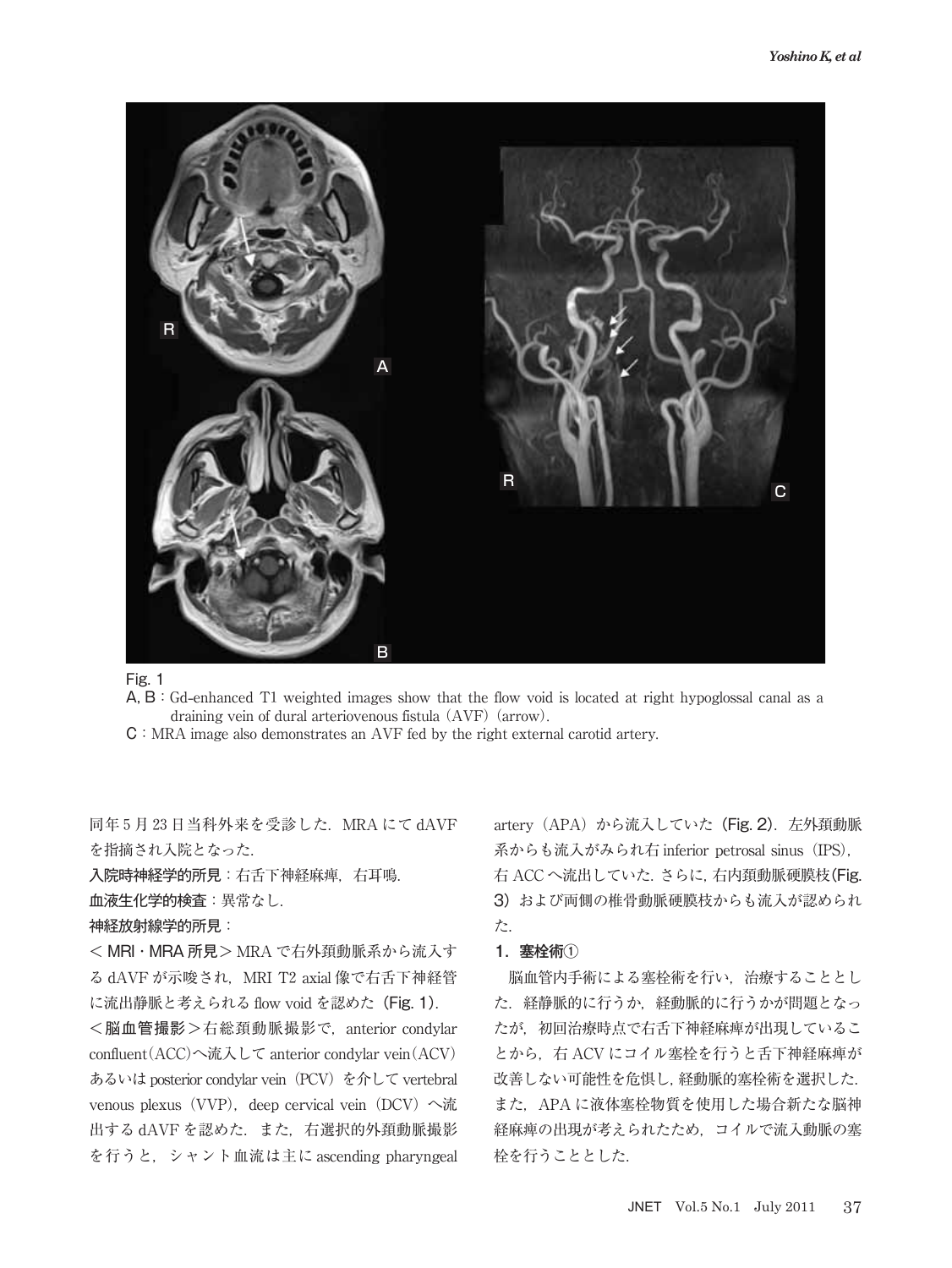Fig. 1

A, B : Gd-enhanced T1 weighted images show that the flow void is located at right hypoglossal canal as a draining vein of dural arteriovenous fistula (AVF) (arrow).

C : MRA image also demonstrates an AVF fed by the right external carotid artery.

同年5月23日当科外来を受診した．MRAにてdAVFを指摘され入院となった．

**入院時神経学的所見**：右舌下神経麻痺，右耳鳴．

**血液生化学的検査**：異常なし．

**神経放射線学的所見**：

＜**MRI・MRA所見**＞MRAで右外頚動脈系から流入するdAVFが示唆され，MRI T2 axial像で右舌下神経管に流出静脈と考えられるflow voidを認めた（**Fig. 1**）．

＜**脳血管撮影**＞右総頚動脈撮影で，anterior condylar confluent（ACC）へ流入してanterior condylar vein（ACV）あるいはposterior condylar vein（PCV）を介してvertebral venous plexus（VVP），deep cervical vein（DCV）へ流出するdAVFを認めた．また，右選択的外頚動脈撮影を行うと，シャント血流は主にascending pharyngeal artery（APA）から流入していた（**Fig. 2**）．左外頚動脈系からも流入がみられ右inferior petrosal sinus（IPS），右ACCへ流出していた．さらに，右内頚動脈硬膜枝（**Fig. 3**）および両側の椎骨動脈硬膜枝からも流入が認められた．

### 1．塞栓術①

脳血管内手術による塞栓術を行い，治療することとした．経静脈的に行うか，経動脈的に行うかが問題となったが，初回治療時点で右舌下神経麻痺が出現していることから，右ACVにコイル塞栓を行うと舌下神経麻痺が改善しない可能性を危惧し，経動脈的塞栓術を選択した．また，APAに液体塞栓物質を使用した場合新たな脳神経麻痺の出現が考えられたため，コイルで流入動脈の塞栓を行うこととした．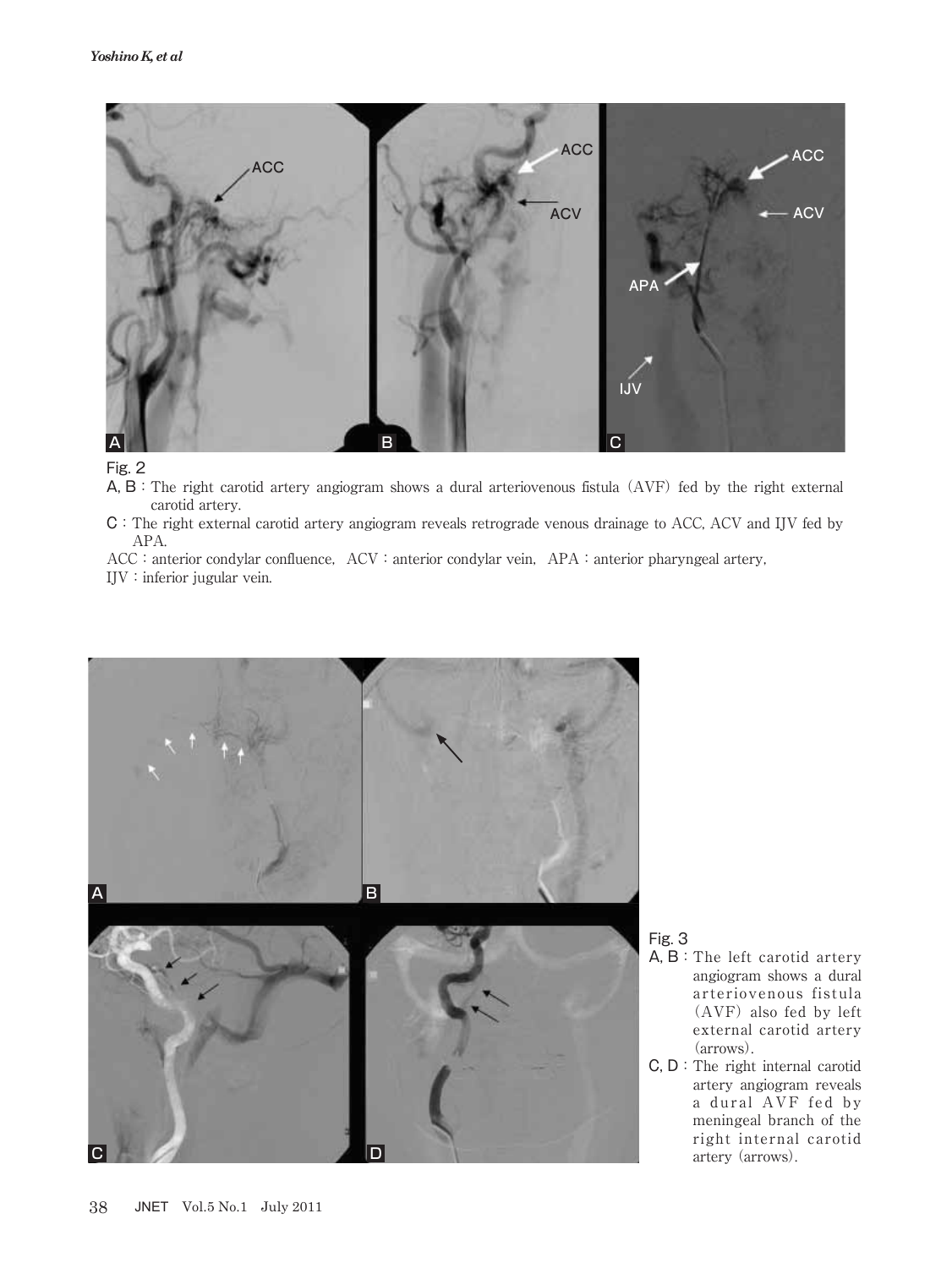Fig. 2

A, B : The right carotid artery angiogram shows a dural arteriovenous fistula (AVF) fed by the right external carotid artery.

C : The right external carotid artery angiogram reveals retrograde venous drainage to ACC, ACV and IJV fed by APA.

ACC : anterior condylar confluence, ACV : anterior condylar vein, APA : anterior pharyngeal artery, IJV : inferior jugular vein.

Fig. 3

A, B : The left carotid artery angiogram shows a dural arteriovenous fistula (AVF) also fed by left external carotid artery (arrows).

C, D : The right internal carotid artery angiogram reveals a dural AVF fed by meningeal branch of the right internal carotid artery (arrows).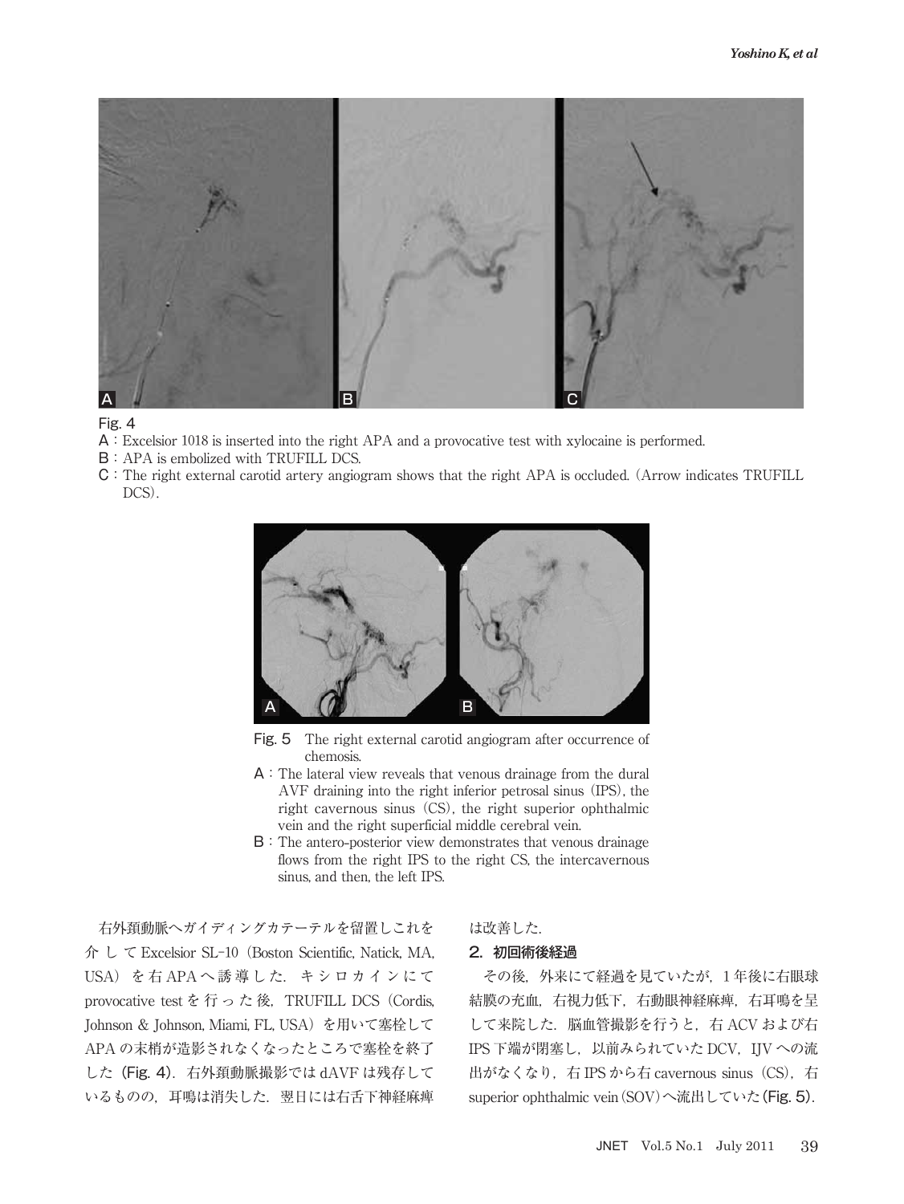Fig. 4

A：Excelsior 1018 is inserted into the right APA and a provocative test with xylocaine is performed.

B：APA is embolized with TRUFILL DCS.

C：The right external carotid artery angiogram shows that the right APA is occluded. (Arrow indicates TRUFILL DCS).

Fig. 5　The right external carotid angiogram after occurrence of chemosis.

A：The lateral view reveals that venous drainage from the dural AVF draining into the right inferior petrosal sinus (IPS), the right cavernous sinus (CS), the right superior ophthalmic vein and the right superficial middle cerebral vein.

B：The antero-posterior view demonstrates that venous drainage flows from the right IPS to the right CS, the intercavernous sinus, and then, the left IPS.

右外頚動脈へガイディングカテーテルを留置しこれを介して Excelsior SL-10（Boston Scientific, Natick, MA, USA）を右 APA へ誘導した．キシロカインにて provocative test を行った後，TRUFILL DCS（Cordis, Johnson & Johnson, Miami, FL, USA）を用いて塞栓して APA の末梢が造影されなくなったところで塞栓を終了した（Fig. 4）．右外頚動脈撮影では dAVF は残存しているものの，耳鳴は消失した．翌日には右舌下神経麻痺は改善した．

## 2. 初回術後経過

その後，外来にて経過を見ていたが，1 年後に右眼球結膜の充血，右視力低下，右動眼神経麻痺，右耳鳴を呈して来院した．脳血管撮影を行うと，右 ACV および右 IPS 下端が閉塞し，以前みられていた DCV，IJV への流出がなくなり，右 IPS から右 cavernous sinus（CS），右 superior ophthalmic vein（SOV）へ流出していた（Fig. 5）．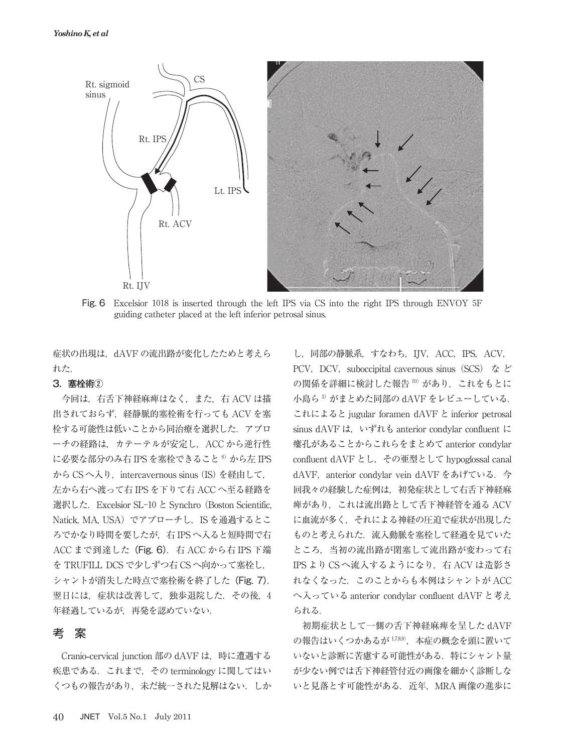Fig. 6 Excelsior 1018 is inserted through the left IPS via CS into the right IPS through ENVOY 5F guiding catheter placed at the left inferior petrosal sinus.

症状の出現は，dAVF の流出路が変化したためと考えられた．

### 3. 塞栓術②

今回は，右舌下神経麻痺はなく，また，右 ACV は描出されておらず，経静脈的塞栓術を行っても ACV を塞栓する可能性は低いことから同治療を選択した．アプローチの経路は，カテーテルが安定し，ACC から逆行性に必要な部分のみ右 IPS を塞栓できること[6] から左 IPS から CS へ入り，intercavernous sinus（IS）を経由して，左から右へ渡って右 IPS を下りて右 ACC へ至る経路を選択した．Excelsior SL-10 と Synchro（Boston Scientific, Natick, MA, USA）でアプローチし，IS を通過するところでかなり時間を要したが，右 IPS へ入ると短時間で右 ACC まで到達した（Fig. 6）．右 ACC から右 IPS 下端を TRUFILL DCS で少しずつ右 CS へ向かって塞栓し，シャントが消失した時点で塞栓術を終了した（Fig. 7）．翌日には，症状は改善して，独歩退院した．その後，4 年経過しているが，再発を認めていない．

## 考 案

Cranio-cervical junction 部の dAVF は，時に遭遇する疾患である．これまで，その terminology に関してはいくつもの報告があり，未だ統一された見解はない．しかし，同部の静脈系，すなわち，IJV，ACC，IPS，ACV，PCV，DCV，suboccipital cavernous sinus（SCS）などの関係を詳細に検討した報告[10] があり，これをもとに小島ら[3] がまとめた同部の dAVF をレビューしている．これによると jugular foramen dAVF と inferior petrosal sinus dAVF は，いずれも anterior condylar confluent に瘻孔があることからこれらをまとめて anterior condylar confluent dAVF とし，その亜型として hypoglossal canal dAVF，anterior condylar vein dAVF をあげている．今回我々の経験した症例は，初発症状として右舌下神経麻痺があり，これは流出路として舌下神経管を通る ACV に血流が多く，それによる神経の圧迫で症状が出現したものと考えられた．流入動脈を塞栓して経過を見ていたところ，当初の流出路が閉塞して流出路が変わって右 IPS より CS へ流入するようになり，右 ACV は造影されなくなった．このことからも本例はシャントが ACC へ入っている anterior condylar confluent dAVF と考えられる．

初期症状として一側の舌下神経麻痺を呈した dAVF の報告はいくつかあるが[1,7,8,9]，本症の概念を頭に置いていないと診断に苦慮する可能性がある．特にシャント量が少ない例では舌下神経管付近の画像を細かく診断しないと見落とす可能性がある．近年，MRA 画像の進歩に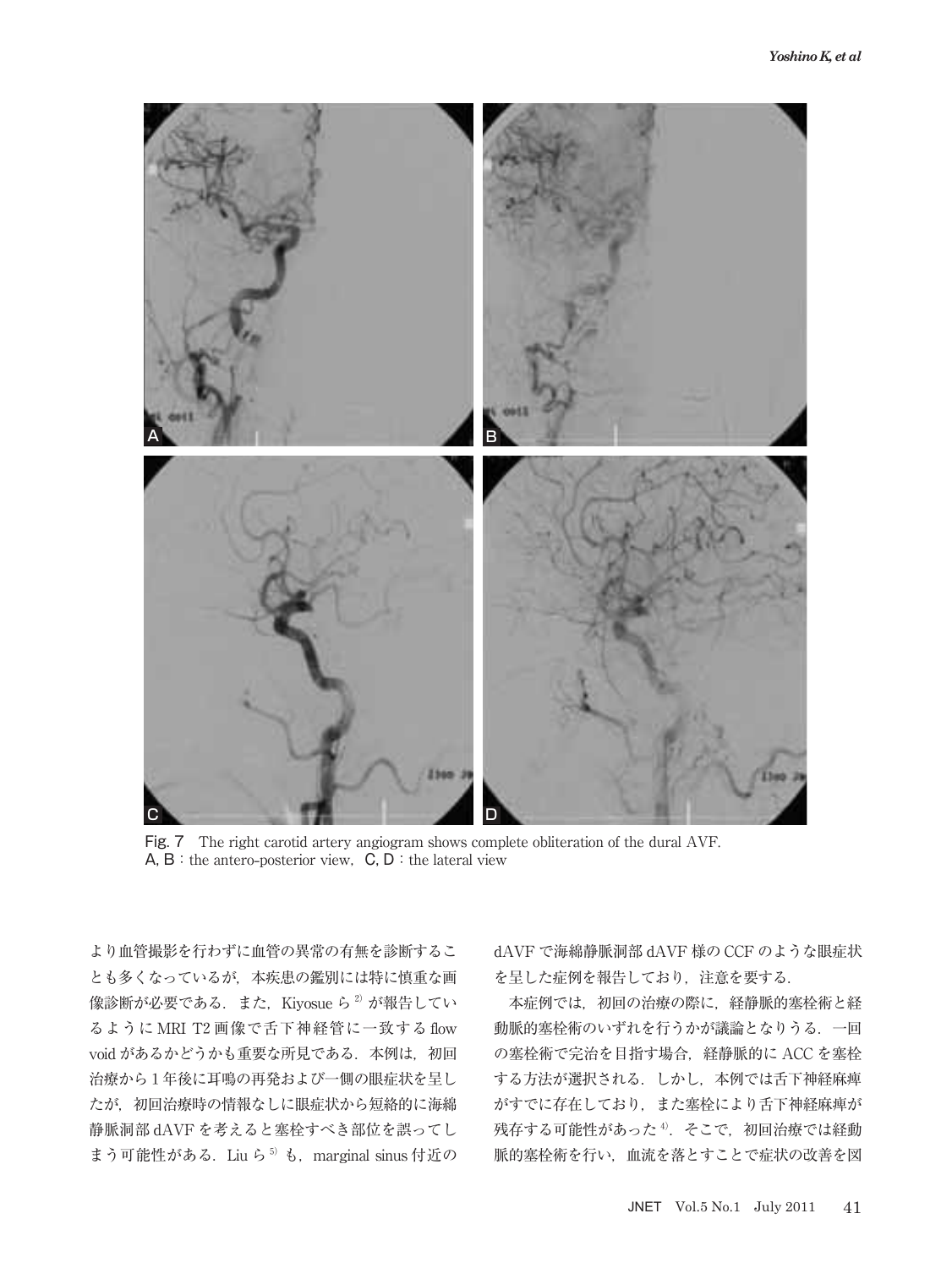Fig. 7　The right carotid artery angiogram shows complete obliteration of the dural AVF.
A, B：the antero-posterior view，C, D：the lateral view

より血管撮影を行わずに血管の異常の有無を診断することも多くなっているが，本疾患の鑑別には特に慎重な画像診断が必要である．また，Kiyosue ら[2] が報告しているように MRI T2 画像で舌下神経管に一致する flow void があるかどうかも重要な所見である．本例は，初回治療から 1 年後に耳鳴の再発および一側の眼症状を呈したが，初回治療時の情報なしに眼症状から短絡的に海綿静脈洞部 dAVF を考えると塞栓すべき部位を誤ってしまう可能性がある．Liu ら[5] も，marginal sinus 付近の dAVF で海綿静脈洞部 dAVF 様の CCF のような眼症状を呈した症例を報告しており，注意を要する．

本症例では，初回の治療の際に，経静脈的塞栓術と経動脈的塞栓術のいずれを行うかが議論となりうる．一回の塞栓術で完治を目指す場合，経静脈的に ACC を塞栓する方法が選択される．しかし，本例では舌下神経麻痺がすでに存在しており，また塞栓により舌下神経麻痺が残存する可能性があった[4]．そこで，初回治療では経動脈的塞栓術を行い，血流を落とすことで症状の改善を図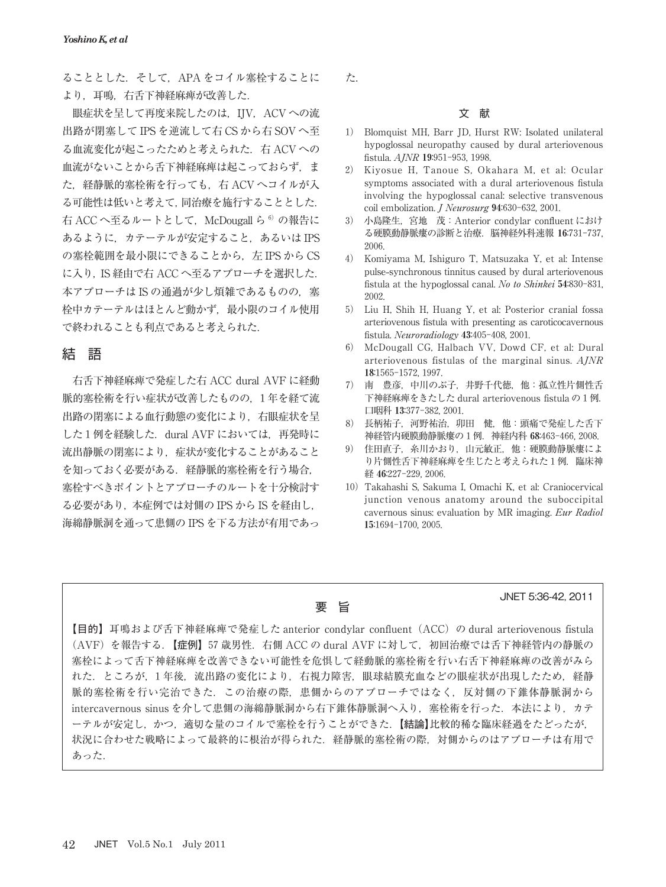ることとした．そして，APA をコイル塞栓することにより，耳鳴，右舌下神経麻痺が改善した．

眼症状を呈して再度来院したのは，IJV，ACV への流出路が閉塞して IPS を逆流して右 CS から右 SOV へ至る血流変化が起こったためと考えられた．右 ACV への血流がないことから舌下神経麻痺は起こっておらず，また，経静脈的塞栓術を行っても，右 ACV へコイルが入る可能性は低いと考えて，同治療を施行することとした．右 ACC へ至るルートとして，McDougall ら[6]の報告にあるように，カテーテルが安定すること，あるいは IPS の塞栓範囲を最小限にできることから，左 IPS から CS に入り，IS 経由で右 ACC へ至るアプローチを選択した．本アプローチは IS の通過が少し煩雑であるものの，塞栓中カテーテルはほとんど動かず，最小限のコイル使用で終われることも利点であると考えられた．

## 結　語

右舌下神経麻痺で発症した右 ACC dural AVF に経動脈的塞栓術を行い症状が改善したものの，1 年を経て流出路の閉塞による血行動態の変化により，右眼症状を呈した 1 例を経験した．dural AVF においては，再発時に流出静脈の閉塞により，症状が変化することがあることを知っておく必要がある．経静脈的塞栓術を行う場合，塞栓すべきポイントとアプローチのルートを十分検討する必要があり，本症例では対側の IPS から IS を経由し，海綿静脈洞を通って患側の IPS を下る方法が有用であった．

## 文　献

1) Blomquist MH, Barr JD, Hurst RW: Isolated unilateral hypoglossal neuropathy caused by dural arteriovenous fistula. *AJNR* **19**:951-953, 1998.
2) Kiyosue H, Tanoue S, Okahara M, et al: Ocular symptoms associated with a dural arteriovenous fistula involving the hypoglossal canal: selective transvenous coil embolization. *J Neurosurg* **94**:630-632, 2001.
3) 小島隆生，宮地　茂：Anterior condylar confluent における硬膜動静脈瘻の診断と治療．脳神経外科速報 **16**:731-737, 2006.
4) Komiyama M, Ishiguro T, Matsuzaka Y, et al: Intense pulse-synchronous tinnitus caused by dural arteriovenous fistula at the hypoglossal canal. *No to Shinkei* **54**:830-831, 2002.
5) Liu H, Shih H, Huang Y, et al: Posterior cranial fossa arteriovenous fistula with presenting as caroticocavernous fistula. *Neuroradiology* **43**:405-408, 2001.
6) McDougall CG, Halbach VV, Dowd CF, et al: Dural arteriovenous fistulas of the marginal sinus. *AJNR* **18**:1565-1572, 1997.
7) 南　豊彦，中川のぶ子，井野千代徳，他：孤立性片側性舌下神経麻痺をきたした dural arteriovenous fistula の 1 例．口咽科 **13**:377-382, 2001.
8) 長柄祐子，河野祐治，卯田　健，他：頭痛で発症した舌下神経管内硬膜動静脈瘻の 1 例．神経内科 **68**:463-466, 2008.
9) 住田直子，糸川かおり，山元敏正，他：硬膜動静脈瘻により片側性舌下神経麻痺を生じたと考えられた 1 例．臨床神経 **46**:227-229, 2006.
10) Takahashi S, Sakuma I, Omachi K, et al: Craniocervical junction venous anatomy around the suboccipital cavernous sinus: evaluation by MR imaging. *Eur Radiol* **15**:1694-1700, 2005.

## 要　旨

JNET 5:36-42, 2011

**【目的】**耳鳴および舌下神経麻痺で発症した anterior condylar confluent（ACC）の dural arteriovenous fistula（AVF）を報告する．**【症例】**57 歳男性．右側 ACC の dural AVF に対して，初回治療では舌下神経管内の静脈の塞栓によって舌下神経麻痺を改善できない可能性を危惧して経動脈的塞栓術を行い右舌下神経麻痺の改善がみられた．ところが，1 年後，流出路の変化により，右視力障害，眼球結膜充血などの眼症状が出現したため，経静脈的塞栓術を行い完治できた．この治療の際，患側からのアプローチではなく，反対側の下錐体静脈洞から intercavernous sinus を介して患側の海綿静脈洞から右下錐体静脈洞へ入り，塞栓術を行った．本法により，カテーテルが安定し，かつ，適切な量のコイルで塞栓を行うことができた．**【結論】**比較的稀な臨床経過をたどったが，状況に合わせた戦略によって最終的に根治が得られた．経静脈的塞栓術の際，対側からのはアプローチは有用であった．